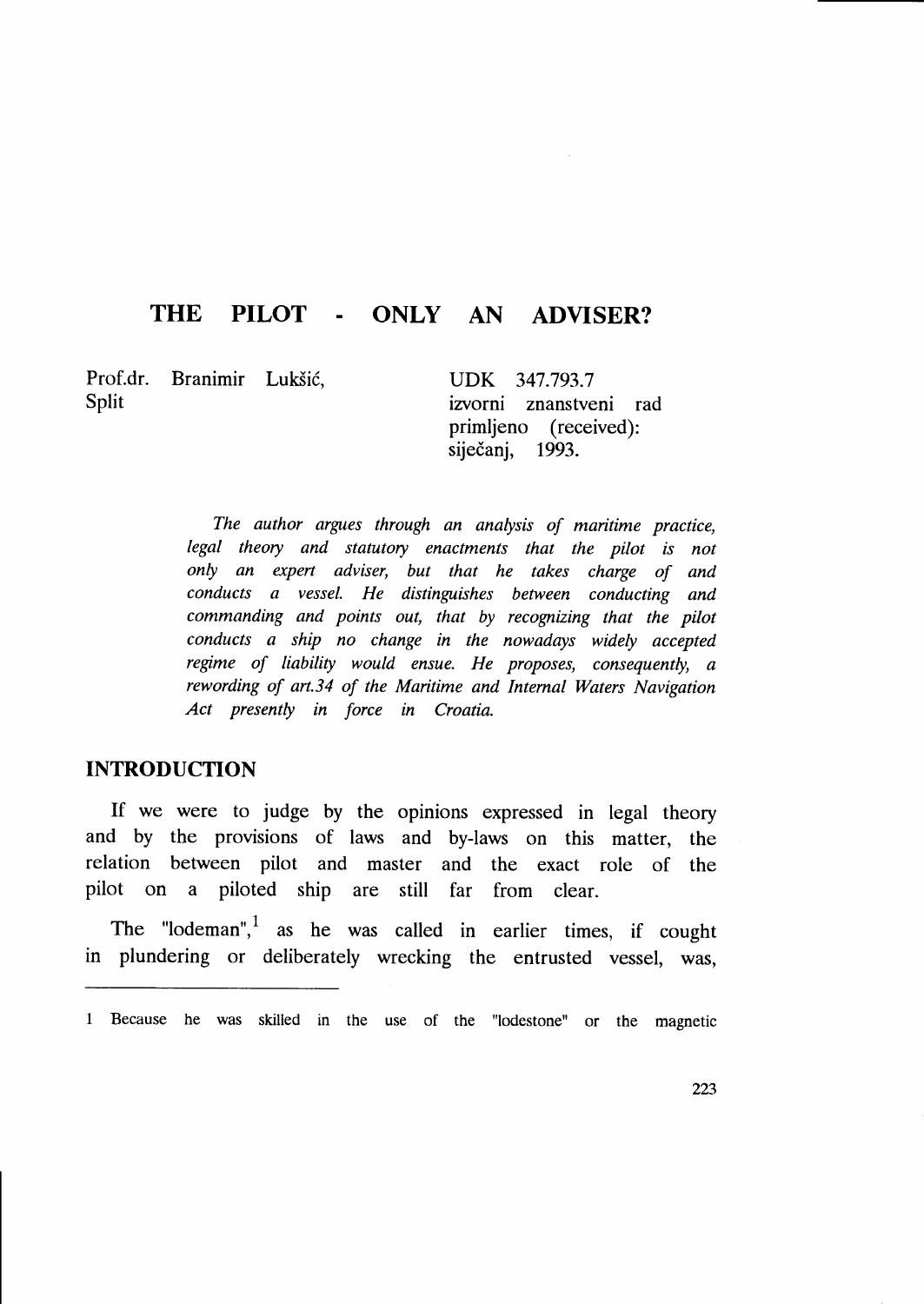# THE PILOT - ONLY AN ADVISER?

Prof.dr. Branimir Lukšić,
Split

UDK 347.793.7
izvorni znanstveni rad
primljeno (received):
siječanj, 1993.

*The author argues through an analysis of maritime practice, legal theory and statutory enactments that the pilot is not only an expert adviser, but that he takes charge of and conducts a vessel. He distinguishes between conducting and commanding and points out, that by recognizing that the pilot conducts a ship no change in the nowadays widely accepted regime of liability would ensue. He proposes, consequently, a rewording of art.34 of the Maritime and Internal Waters Navigation Act presently in force in Croatia.*

## INTRODUCTION

If we were to judge by the opinions expressed in legal theory and by the provisions of laws and by-laws on this matter, the relation between pilot and master and the exact role of the pilot on a piloted ship are still far from clear.

The "lodeman",[1] as he was called in earlier times, if cought in plundering or deliberately wrecking the entrusted vessel, was,

---

1 Because he was skilled in the use of the "lodestone" or the magnetic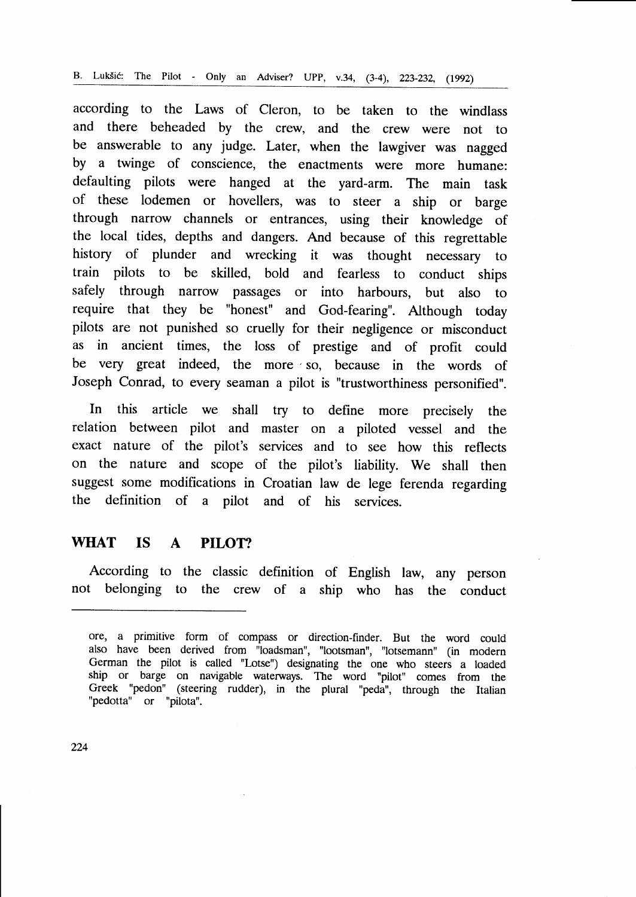according to the Laws of Cleron, to be taken to the windlass and there beheaded by the crew, and the crew were not to be answerable to any judge. Later, when the lawgiver was nagged by a twinge of conscience, the enactments were more humane: defaulting pilots were hanged at the yard-arm. The main task of these lodemen or hovellers, was to steer a ship or barge through narrow channels or entrances, using their knowledge of the local tides, depths and dangers. And because of this regrettable history of plunder and wrecking it was thought necessary to train pilots to be skilled, bold and fearless to conduct ships safely through narrow passages or into harbours, but also to require that they be "honest" and God-fearing". Although today pilots are not punished so cruelly for their negligence or misconduct as in ancient times, the loss of prestige and of profit could be very great indeed, the more so, because in the words of Joseph Conrad, to every seaman a pilot is "trustworthiness personified".

In this article we shall try to define more precisely the relation between pilot and master on a piloted vessel and the exact nature of the pilot's services and to see how this reflects on the nature and scope of the pilot's liability. We shall then suggest some modifications in Croatian law de lege ferenda regarding the definition of a pilot and of his services.

## WHAT IS A PILOT?

According to the classic definition of English law, any person not belonging to the crew of a ship who has the conduct

---

ore, a primitive form of compass or direction-finder. But the word could also have been derived from "loadsman", "lootsman", "lotsemann" (in modern German the pilot is called "Lotse") designating the one who steers a loaded ship or barge on navigable waterways. The word "pilot" comes from the Greek "pedon" (steering rudder), in the plural "peda", through the Italian "pedotta" or "pilota".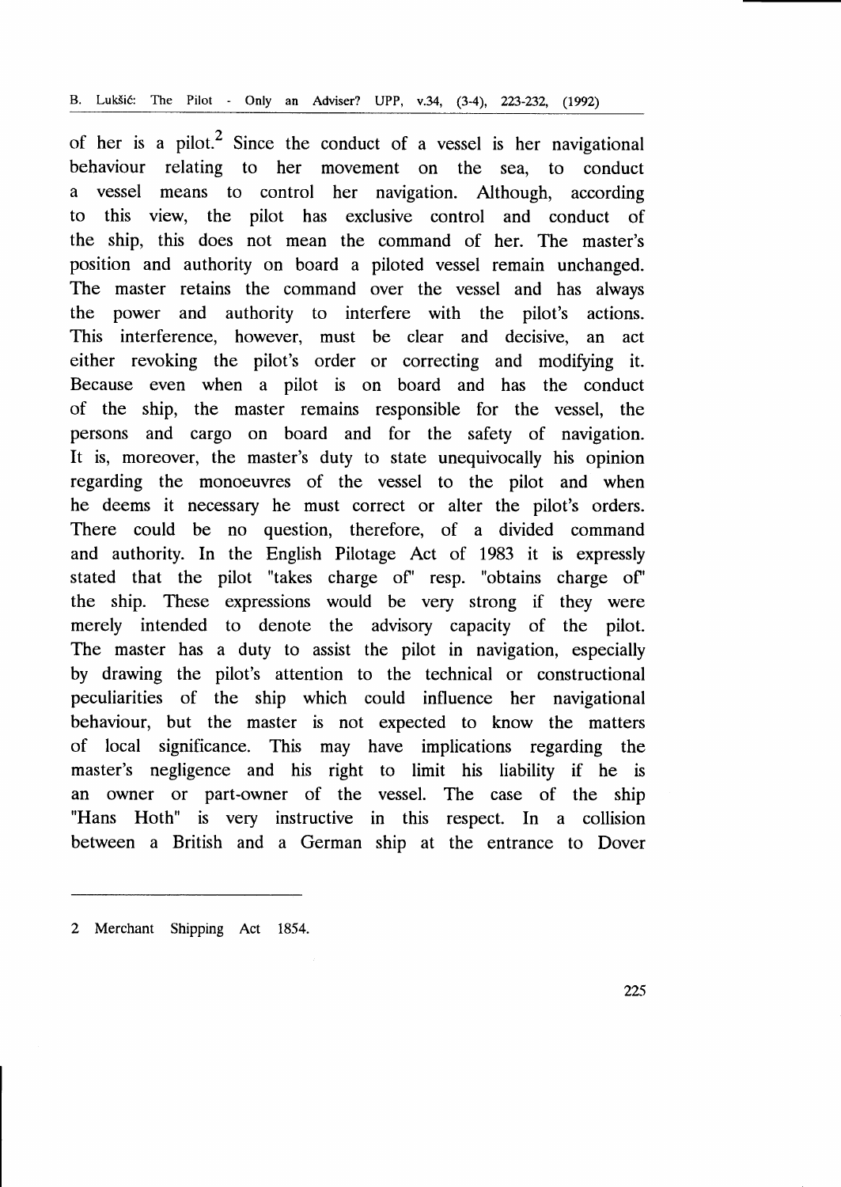of her is a pilot.[2] Since the conduct of a vessel is her navigational behaviour relating to her movement on the sea, to conduct a vessel means to control her navigation. Although, according to this view, the pilot has exclusive control and conduct of the ship, this does not mean the command of her. The master's position and authority on board a piloted vessel remain unchanged. The master retains the command over the vessel and has always the power and authority to interfere with the pilot's actions. This interference, however, must be clear and decisive, an act either revoking the pilot's order or correcting and modifying it. Because even when a pilot is on board and has the conduct of the ship, the master remains responsible for the vessel, the persons and cargo on board and for the safety of navigation. It is, moreover, the master's duty to state unequivocally his opinion regarding the monoeuvres of the vessel to the pilot and when he deems it necessary he must correct or alter the pilot's orders. There could be no question, therefore, of a divided command and authority. In the English Pilotage Act of 1983 it is expressly stated that the pilot "takes charge of" resp. "obtains charge of" the ship. These expressions would be very strong if they were merely intended to denote the advisory capacity of the pilot. The master has a duty to assist the pilot in navigation, especially by drawing the pilot's attention to the technical or constructional peculiarities of the ship which could influence her navigational behaviour, but the master is not expected to know the matters of local significance. This may have implications regarding the master's negligence and his right to limit his liability if he is an owner or part-owner of the vessel. The case of the ship "Hans Hoth" is very instructive in this respect. In a collision between a British and a German ship at the entrance to Dover

---

2 Merchant Shipping Act 1854.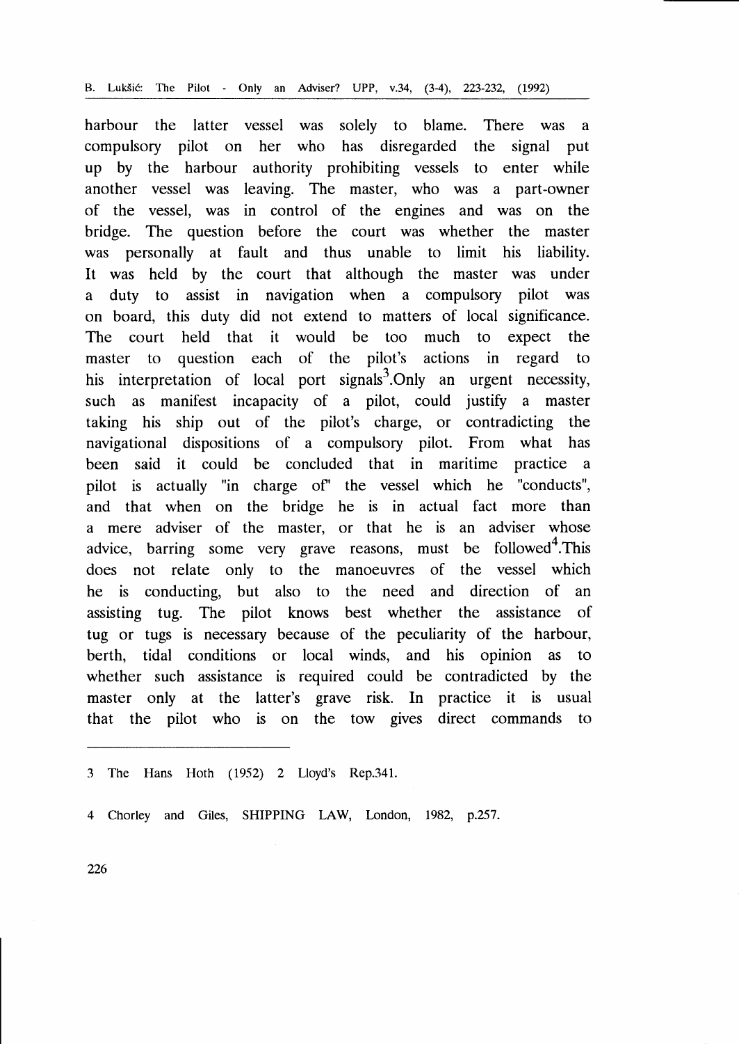harbour the latter vessel was solely to blame. There was a compulsory pilot on her who has disregarded the signal put up by the harbour authority prohibiting vessels to enter while another vessel was leaving. The master, who was a part-owner of the vessel, was in control of the engines and was on the bridge. The question before the court was whether the master was personally at fault and thus unable to limit his liability. It was held by the court that although the master was under a duty to assist in navigation when a compulsory pilot was on board, this duty did not extend to matters of local significance. The court held that it would be too much to expect the master to question each of the pilot's actions in regard to his interpretation of local port signals[3].Only an urgent necessity, such as manifest incapacity of a pilot, could justify a master taking his ship out of the pilot's charge, or contradicting the navigational dispositions of a compulsory pilot. From what has been said it could be concluded that in maritime practice a pilot is actually "in charge of" the vessel which he "conducts", and that when on the bridge he is in actual fact more than a mere adviser of the master, or that he is an adviser whose advice, barring some very grave reasons, must be followed[4].This does not relate only to the manoeuvres of the vessel which he is conducting, but also to the need and direction of an assisting tug. The pilot knows best whether the assistance of tug or tugs is necessary because of the peculiarity of the harbour, berth, tidal conditions or local winds, and his opinion as to whether such assistance is required could be contradicted by the master only at the latter's grave risk. In practice it is usual that the pilot who is on the tow gives direct commands to

---

3 The Hans Hoth (1952) 2 Lloyd's Rep.341.

4 Chorley and Giles, SHIPPING LAW, London, 1982, p.257.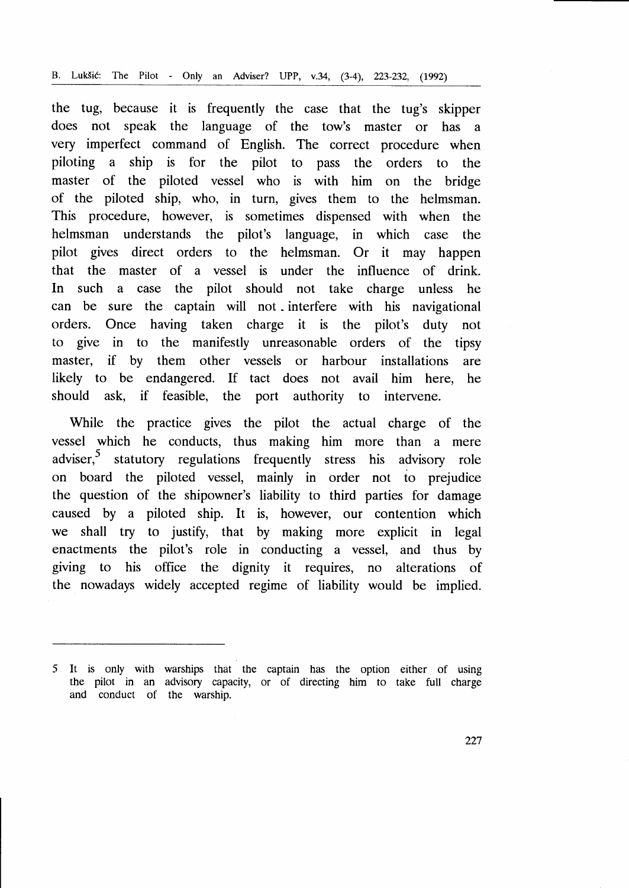the tug, because it is frequently the case that the tug's skipper does not speak the language of the tow's master or has a very imperfect command of English. The correct procedure when piloting a ship is for the pilot to pass the orders to the master of the piloted vessel who is with him on the bridge of the piloted ship, who, in turn, gives them to the helmsman. This procedure, however, is sometimes dispensed with when the helmsman understands the pilot's language, in which case the pilot gives direct orders to the helmsman. Or it may happen that the master of a vessel is under the influence of drink. In such a case the pilot should not take charge unless he can be sure the captain will not interfere with his navigational orders. Once having taken charge it is the pilot's duty not to give in to the manifestly unreasonable orders of the tipsy master, if by them other vessels or harbour installations are likely to be endangered. If tact does not avail him here, he should ask, if feasible, the port authority to intervene.

While the practice gives the pilot the actual charge of the vessel which he conducts, thus making him more than a mere adviser,[5] statutory regulations frequently stress his advisory role on board the piloted vessel, mainly in order not to prejudice the question of the shipowner's liability to third parties for damage caused by a piloted ship. It is, however, our contention which we shall try to justify, that by making more explicit in legal enactments the pilot's role in conducting a vessel, and thus by giving to his office the dignity it requires, no alterations of the nowadays widely accepted regime of liability would be implied.

---

5 It is only with warships that the captain has the option either of using the pilot in an advisory capacity, or of directing him to take full charge and conduct of the warship.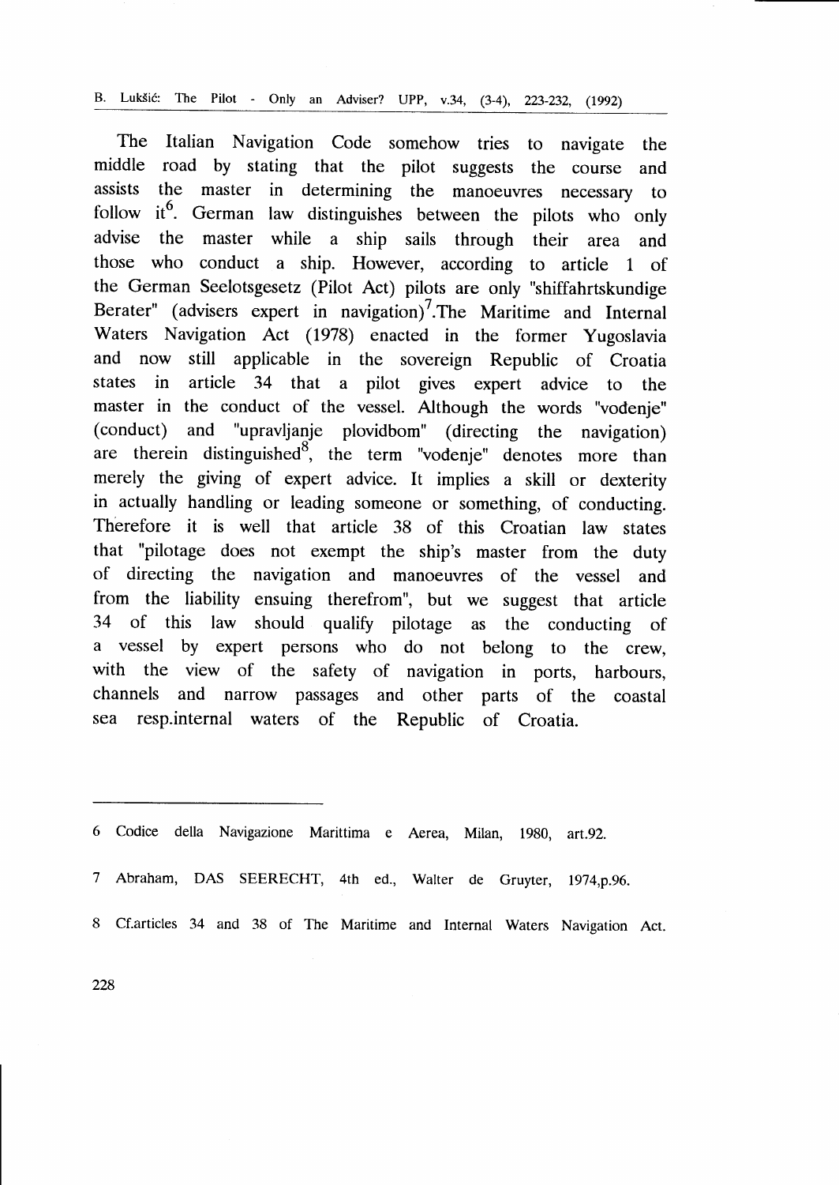The Italian Navigation Code somehow tries to navigate the middle road by stating that the pilot suggests the course and assists the master in determining the manoeuvres necessary to follow it[6]. German law distinguishes between the pilots who only advise the master while a ship sails through their area and those who conduct a ship. However, according to article 1 of the German Seelotsgesetz (Pilot Act) pilots are only "shiffahrtskundige Berater" (advisers expert in navigation)[7].The Maritime and Internal Waters Navigation Act (1978) enacted in the former Yugoslavia and now still applicable in the sovereign Republic of Croatia states in article 34 that a pilot gives expert advice to the master in the conduct of the vessel. Although the words "vođenje" (conduct) and "upravljanje plovidbom" (directing the navigation) are therein distinguished[8], the term "vođenje" denotes more than merely the giving of expert advice. It implies a skill or dexterity in actually handling or leading someone or something, of conducting. Therefore it is well that article 38 of this Croatian law states that "pilotage does not exempt the ship's master from the duty of directing the navigation and manoeuvres of the vessel and from the liability ensuing therefrom", but we suggest that article 34 of this law should qualify pilotage as the conducting of a vessel by expert persons who do not belong to the crew, with the view of the safety of navigation in ports, harbours, channels and narrow passages and other parts of the coastal sea resp.internal waters of the Republic of Croatia.

---

6 Codice della Navigazione Marittima e Aerea, Milan, 1980, art.92.

7 Abraham, DAS SEERECHT, 4th ed., Walter de Gruyter, 1974,p.96.

8 Cf.articles 34 and 38 of The Maritime and Internal Waters Navigation Act.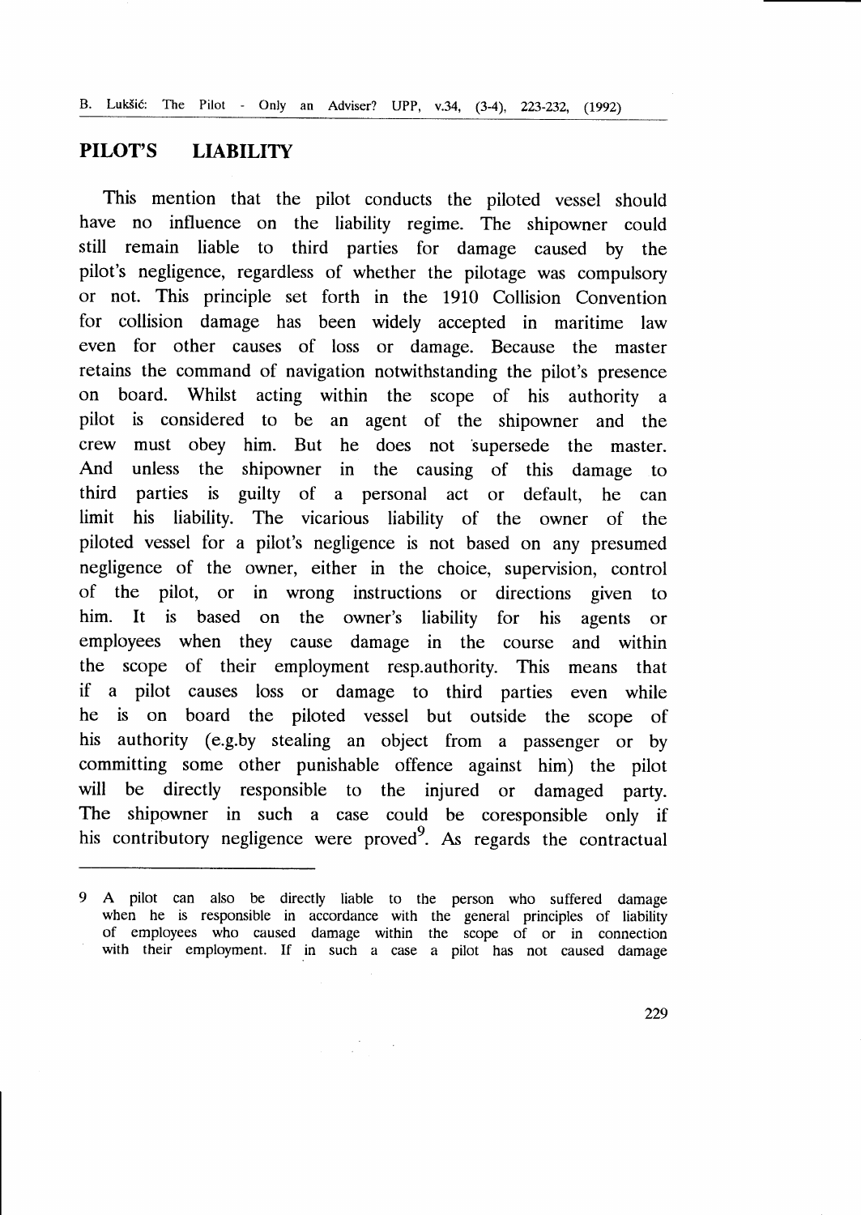## PILOT'S LIABILITY

This mention that the pilot conducts the piloted vessel should have no influence on the liability regime. The shipowner could still remain liable to third parties for damage caused by the pilot's negligence, regardless of whether the pilotage was compulsory or not. This principle set forth in the 1910 Collision Convention for collision damage has been widely accepted in maritime law even for other causes of loss or damage. Because the master retains the command of navigation notwithstanding the pilot's presence on board. Whilst acting within the scope of his authority a pilot is considered to be an agent of the shipowner and the crew must obey him. But he does not supersede the master. And unless the shipowner in the causing of this damage to third parties is guilty of a personal act or default, he can limit his liability. The vicarious liability of the owner of the piloted vessel for a pilot's negligence is not based on any presumed negligence of the owner, either in the choice, supervision, control of the pilot, or in wrong instructions or directions given to him. It is based on the owner's liability for his agents or employees when they cause damage in the course and within the scope of their employment resp.authority. This means that if a pilot causes loss or damage to third parties even while he is on board the piloted vessel but outside the scope of his authority (e.g.by stealing an object from a passenger or by committing some other punishable offence against him) the pilot will be directly responsible to the injured or damaged party. The shipowner in such a case could be coresponsible only if his contributory negligence were proved[9]. As regards the contractual

---

9 A pilot can also be directly liable to the person who suffered damage when he is responsible in accordance with the general principles of liability of employees who caused damage within the scope of or in connection with their employment. If in such a case a pilot has not caused damage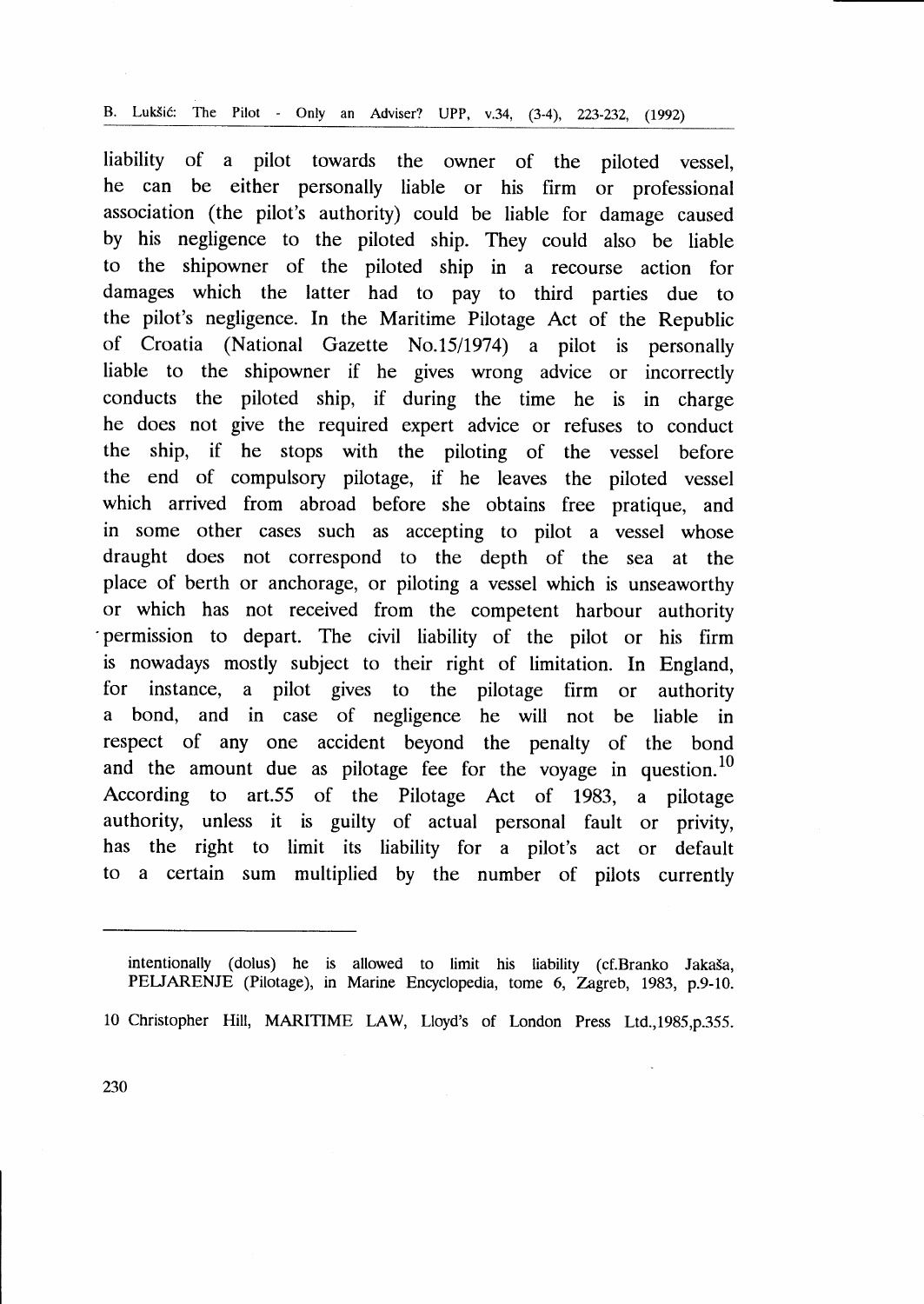liability of a pilot towards the owner of the piloted vessel, he can be either personally liable or his firm or professional association (the pilot's authority) could be liable for damage caused by his negligence to the piloted ship. They could also be liable to the shipowner of the piloted ship in a recourse action for damages which the latter had to pay to third parties due to the pilot's negligence. In the Maritime Pilotage Act of the Republic of Croatia (National Gazette No.15/1974) a pilot is personally liable to the shipowner if he gives wrong advice or incorrectly conducts the piloted ship, if during the time he is in charge he does not give the required expert advice or refuses to conduct the ship, if he stops with the piloting of the vessel before the end of compulsory pilotage, if he leaves the piloted vessel which arrived from abroad before she obtains free pratique, and in some other cases such as accepting to pilot a vessel whose draught does not correspond to the depth of the sea at the place of berth or anchorage, or piloting a vessel which is unseaworthy or which has not received from the competent harbour authority permission to depart. The civil liability of the pilot or his firm is nowadays mostly subject to their right of limitation. In England, for instance, a pilot gives to the pilotage firm or authority a bond, and in case of negligence he will not be liable in respect of any one accident beyond the penalty of the bond and the amount due as pilotage fee for the voyage in question.[10] According to art.55 of the Pilotage Act of 1983, a pilotage authority, unless it is guilty of actual personal fault or privity, has the right to limit its liability for a pilot's act or default to a certain sum multiplied by the number of pilots currently

---

intentionally (dolus) he is allowed to limit his liability (cf.Branko Jakaša, PELJARENJE (Pilotage), in Marine Encyclopedia, tome 6, Zagreb, 1983, p.9-10.

10 Christopher Hill, MARITIME LAW, Lloyd's of London Press Ltd.,1985,p.355.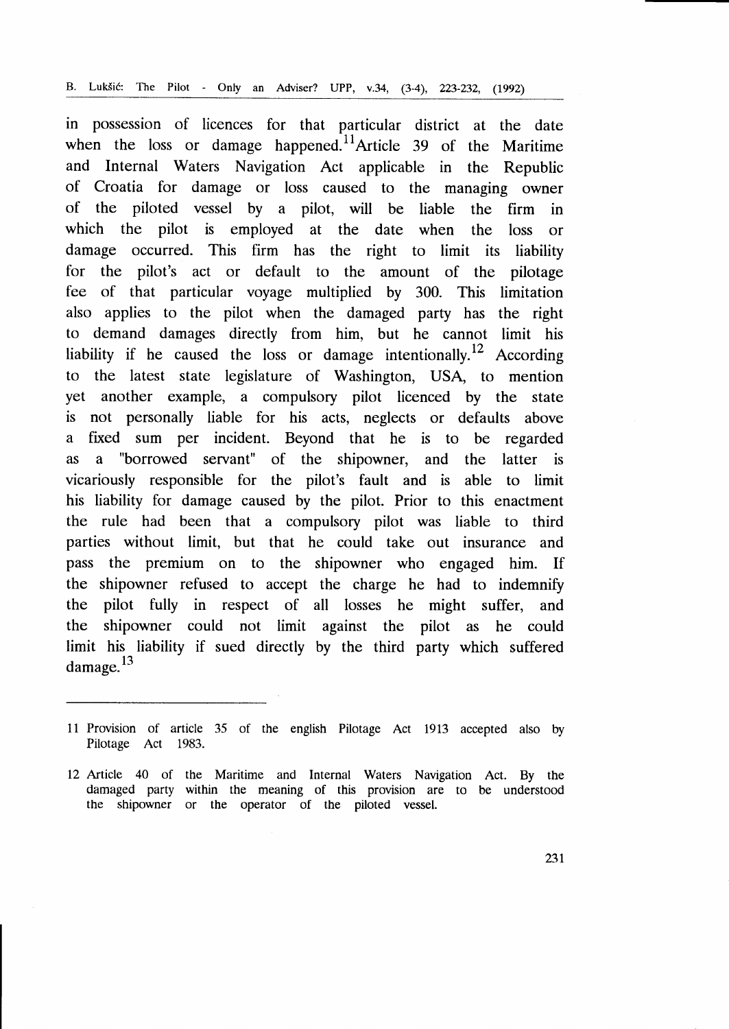in possession of licences for that particular district at the date when the loss or damage happened.[11]Article 39 of the Maritime and Internal Waters Navigation Act applicable in the Republic of Croatia for damage or loss caused to the managing owner of the piloted vessel by a pilot, will be liable the firm in which the pilot is employed at the date when the loss or damage occurred. This firm has the right to limit its liability for the pilot's act or default to the amount of the pilotage fee of that particular voyage multiplied by 300. This limitation also applies to the pilot when the damaged party has the right to demand damages directly from him, but he cannot limit his liability if he caused the loss or damage intentionally.[12] According to the latest state legislature of Washington, USA, to mention yet another example, a compulsory pilot licenced by the state is not personally liable for his acts, neglects or defaults above a fixed sum per incident. Beyond that he is to be regarded as a "borrowed servant" of the shipowner, and the latter is vicariously responsible for the pilot's fault and is able to limit his liability for damage caused by the pilot. Prior to this enactment the rule had been that a compulsory pilot was liable to third parties without limit, but that he could take out insurance and pass the premium on to the shipowner who engaged him. If the shipowner refused to accept the charge he had to indemnify the pilot fully in respect of all losses he might suffer, and the shipowner could not limit against the pilot as he could limit his liability if sued directly by the third party which suffered damage.[13]

---

11 Provision of article 35 of the english Pilotage Act 1913 accepted also by Pilotage Act 1983.

12 Article 40 of the Maritime and Internal Waters Navigation Act. By the damaged party within the meaning of this provision are to be understood the shipowner or the operator of the piloted vessel.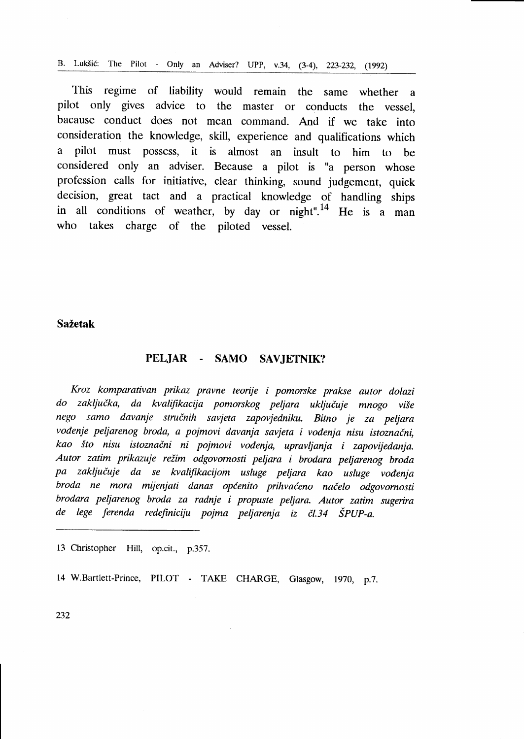This regime of liability would remain the same whether a pilot only gives advice to the master or conducts the vessel, bacause conduct does not mean command. And if we take into consideration the knowledge, skill, experience and qualifications which a pilot must possess, it is almost an insult to him to be considered only an adviser. Because a pilot is "a person whose profession calls for initiative, clear thinking, sound judgement, quick decision, great tact and a practical knowledge of handling ships in all conditions of weather, by day or night".[14] He is a man who takes charge of the piloted vessel.

## Sažetak

### PELJAR - SAMO SAVJETNIK?

*Kroz komparativan prikaz pravne teorije i pomorske prakse autor dolazi do zaključka, da kvalifikacija pomorskog peljara uključuje mnogo više nego samo davanje stručnih savjeta zapovjedniku. Bitno je za peljara vođenje peljarenog broda, a pojmovi davanja savjeta i vođenja nisu istoznačni, kao što nisu istoznačni ni pojmovi vođenja, upravljanja i zapovijedanja. Autor zatim prikazuje režim odgovornosti peljara i brodara peljarenog broda pa zaključuje da se kvalifikacijom usluge peljara kao usluge vođenja broda ne mora mijenjati danas općenito prihvaćeno načelo odgovornosti brodara peljarenog broda za radnje i propuste peljara. Autor zatim sugerira de lege ferenda redefiniciju pojma peljarenja iz čl.34 ŠPUP-a.*

---

13 Christopher Hill, op.cit., p.357.

14 W.Bartlett-Prince, PILOT - TAKE CHARGE, Glasgow, 1970, p.7.